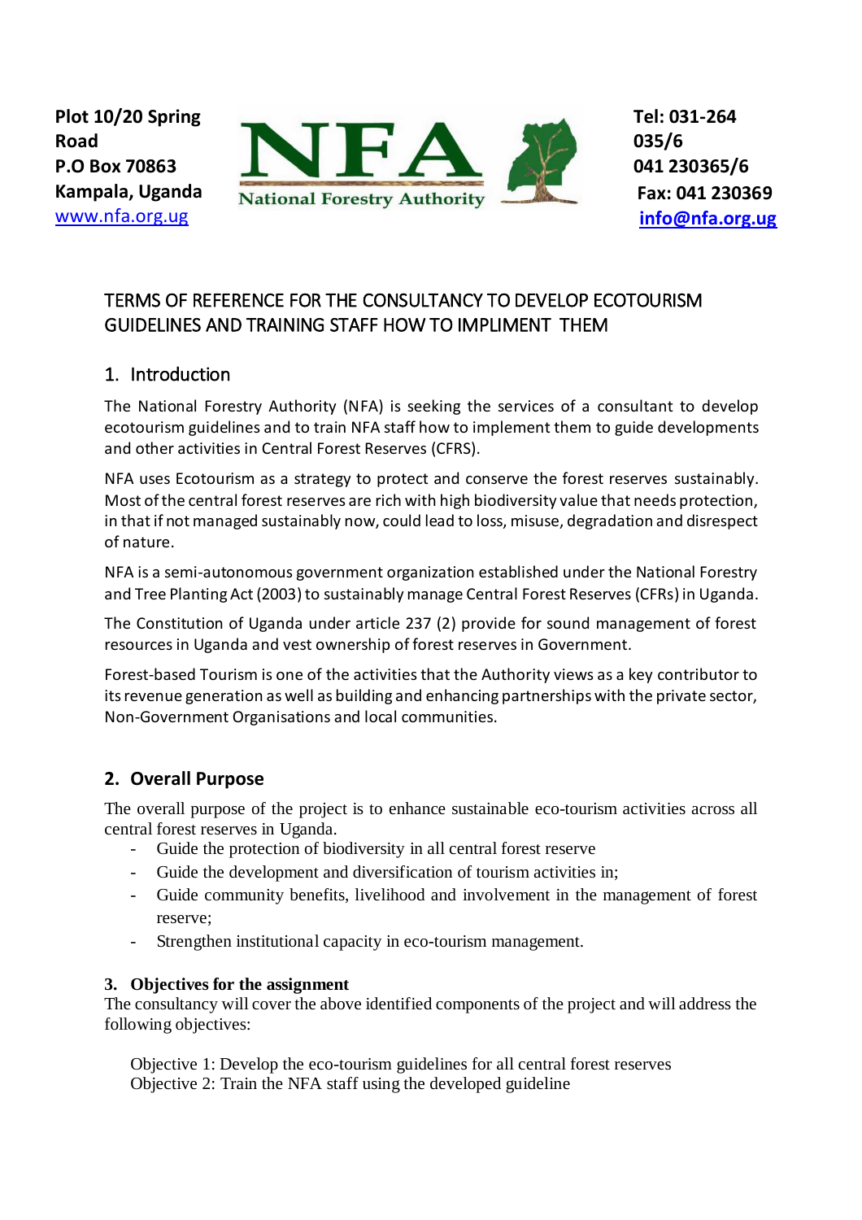Plot 10/20 Spring Road
P.O Box 70863
Kampala, Uganda
www.nfa.org.ug

**NFA**
National Forestry Authority

Tel: 031-264 035/6
041 230365/6
Fax: 041 230369
info@nfa.org.ug

# TERMS OF REFERENCE FOR THE CONSULTANCY TO DEVELOP ECOTOURISM GUIDELINES AND TRAINING STAFF HOW TO IMPLIMENT THEM

## 1. Introduction

The National Forestry Authority (NFA) is seeking the services of a consultant to develop ecotourism guidelines and to train NFA staff how to implement them to guide developments and other activities in Central Forest Reserves (CFRS).

NFA uses Ecotourism as a strategy to protect and conserve the forest reserves sustainably. Most of the central forest reserves are rich with high biodiversity value that needs protection, in that if not managed sustainably now, could lead to loss, misuse, degradation and disrespect of nature.

NFA is a semi-autonomous government organization established under the National Forestry and Tree Planting Act (2003) to sustainably manage Central Forest Reserves (CFRs) in Uganda.

The Constitution of Uganda under article 237 (2) provide for sound management of forest resources in Uganda and vest ownership of forest reserves in Government.

Forest-based Tourism is one of the activities that the Authority views as a key contributor to its revenue generation as well as building and enhancing partnerships with the private sector, Non-Government Organisations and local communities.

## 2. Overall Purpose

The overall purpose of the project is to enhance sustainable eco-tourism activities across all central forest reserves in Uganda.

- Guide the protection of biodiversity in all central forest reserve
- Guide the development and diversification of tourism activities in;
- Guide community benefits, livelihood and involvement in the management of forest reserve;
- Strengthen institutional capacity in eco-tourism management.

### 3. Objectives for the assignment

The consultancy will cover the above identified components of the project and will address the following objectives:

Objective 1: Develop the eco-tourism guidelines for all central forest reserves
Objective 2: Train the NFA staff using the developed guideline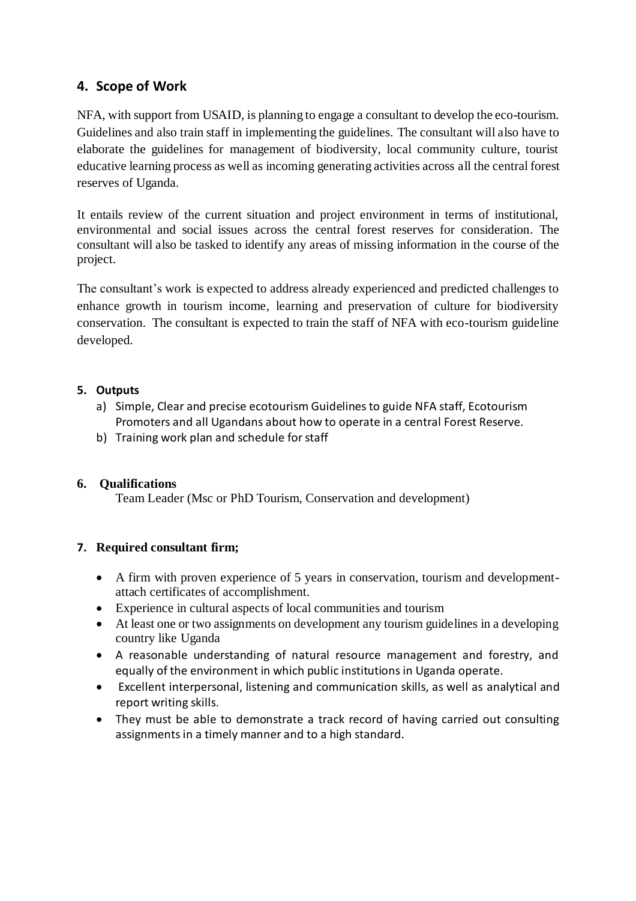## 4. Scope of Work

NFA, with support from USAID, is planning to engage a consultant to develop the eco-tourism. Guidelines and also train staff in implementing the guidelines. The consultant will also have to elaborate the guidelines for management of biodiversity, local community culture, tourist educative learning process as well as incoming generating activities across all the central forest reserves of Uganda.

It entails review of the current situation and project environment in terms of institutional, environmental and social issues across the central forest reserves for consideration. The consultant will also be tasked to identify any areas of missing information in the course of the project.

The consultant's work is expected to address already experienced and predicted challenges to enhance growth in tourism income, learning and preservation of culture for biodiversity conservation. The consultant is expected to train the staff of NFA with eco-tourism guideline developed.

### 5. Outputs

a) Simple, Clear and precise ecotourism Guidelines to guide NFA staff, Ecotourism Promoters and all Ugandans about how to operate in a central Forest Reserve.
b) Training work plan and schedule for staff

### 6. Qualifications

Team Leader (Msc or PhD Tourism, Conservation and development)

### 7. Required consultant firm;

- A firm with proven experience of 5 years in conservation, tourism and development-attach certificates of accomplishment.
- Experience in cultural aspects of local communities and tourism
- At least one or two assignments on development any tourism guidelines in a developing country like Uganda
- A reasonable understanding of natural resource management and forestry, and equally of the environment in which public institutions in Uganda operate.
- Excellent interpersonal, listening and communication skills, as well as analytical and report writing skills.
- They must be able to demonstrate a track record of having carried out consulting assignments in a timely manner and to a high standard.